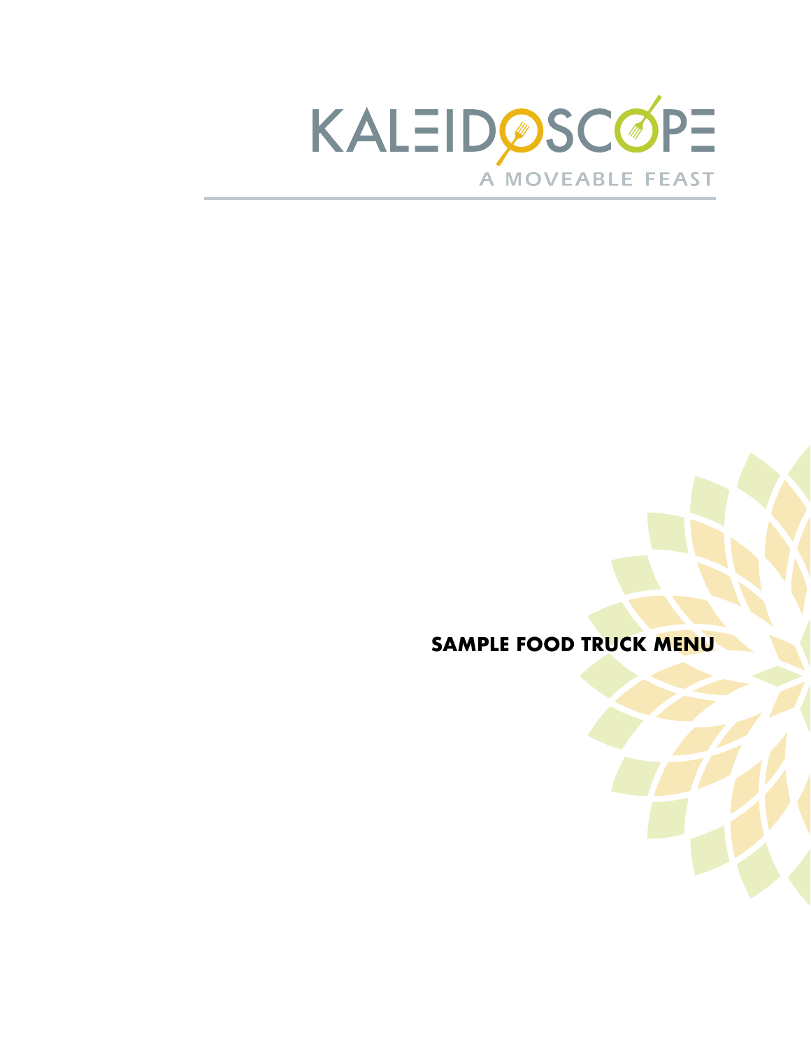# KALEIDOSCOPE

A MOVEABLE FEAST

## SAMPLE FOOD TRUCK MENU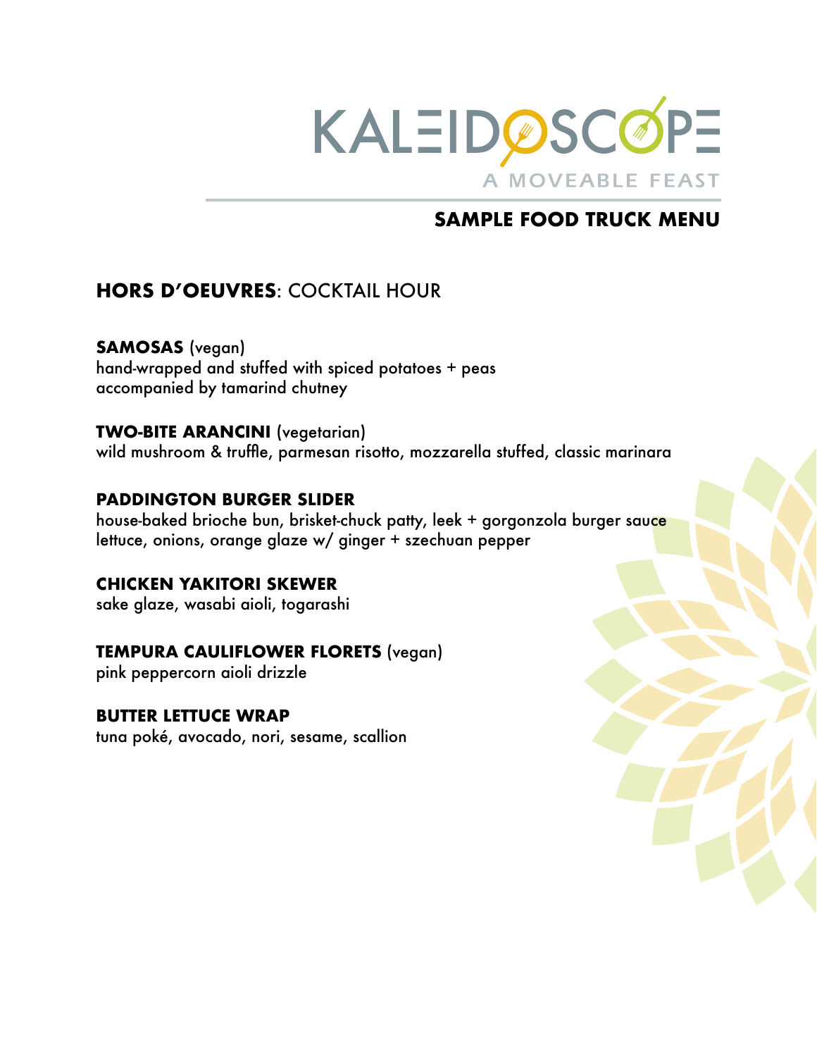# KALEIDOSCOPE

A MOVEABLE FEAST

## SAMPLE FOOD TRUCK MENU

## **HORS D'OEUVRES**: COCKTAIL HOUR

**SAMOSAS** (vegan)
hand-wrapped and stuffed with spiced potatoes + peas
accompanied by tamarind chutney

**TWO-BITE ARANCINI** (vegetarian)
wild mushroom & truffle, parmesan risotto, mozzarella stuffed, classic marinara

**PADDINGTON BURGER SLIDER**
house-baked brioche bun, brisket-chuck patty, leek + gorgonzola burger sauce
lettuce, onions, orange glaze w/ ginger + szechuan pepper

**CHICKEN YAKITORI SKEWER**
sake glaze, wasabi aioli, togarashi

**TEMPURA CAULIFLOWER FLORETS** (vegan)
pink peppercorn aioli drizzle

**BUTTER LETTUCE WRAP**
tuna poké, avocado, nori, sesame, scallion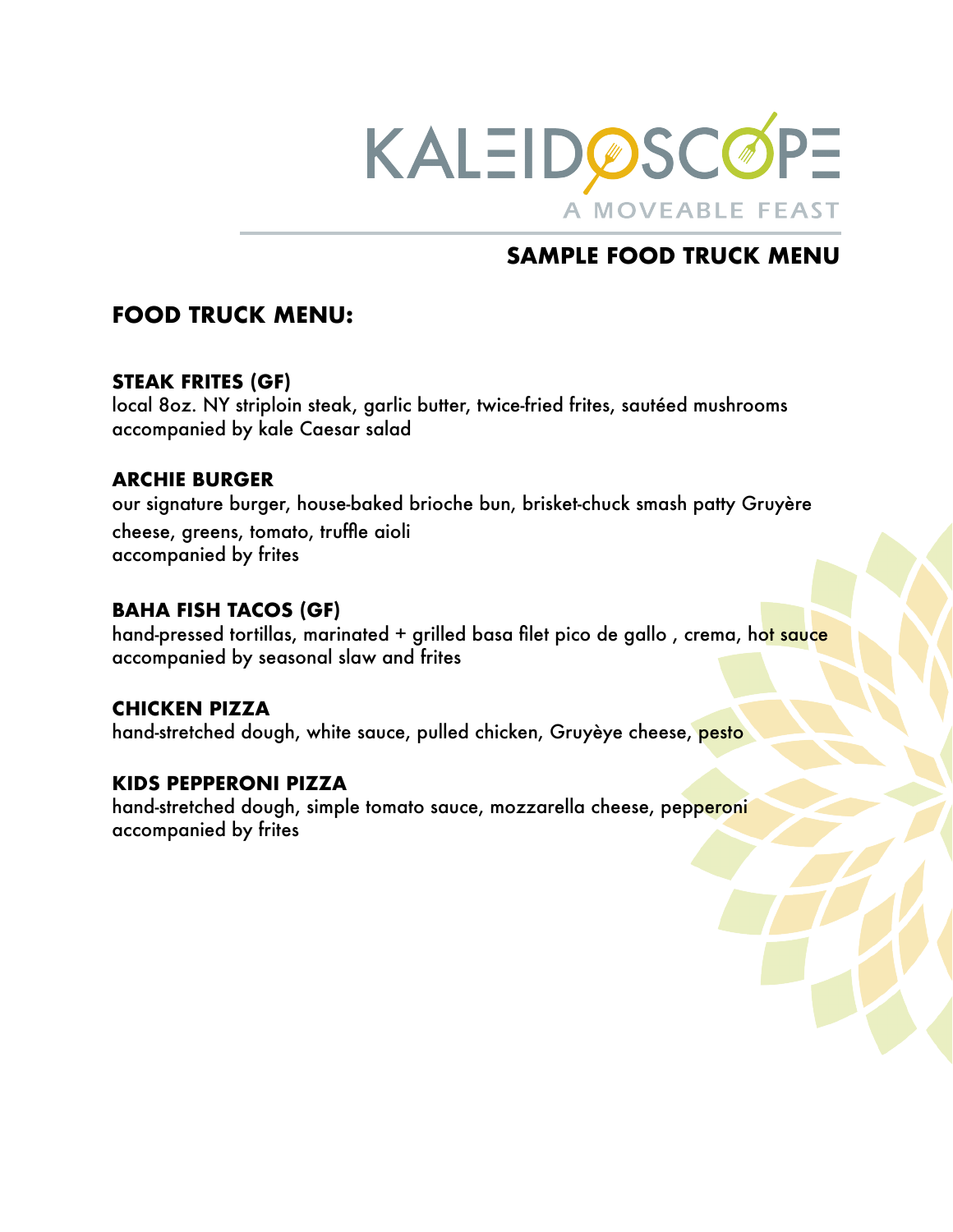# KALEIDOSCOPE

A MOVEABLE FEAST

## SAMPLE FOOD TRUCK MENU

## FOOD TRUCK MENU:

**STEAK FRITES (GF)**
local 8oz. NY striploin steak, garlic butter, twice-fried frites, sautéed mushrooms
accompanied by kale Caesar salad

**ARCHIE BURGER**
our signature burger, house-baked brioche bun, brisket-chuck smash patty Gruyère cheese, greens, tomato, truffle aioli
accompanied by frites

**BAHA FISH TACOS (GF)**
hand-pressed tortillas, marinated + grilled basa filet pico de gallo , crema, hot sauce
accompanied by seasonal slaw and frites

**CHICKEN PIZZA**
hand-stretched dough, white sauce, pulled chicken, Gruyèye cheese, pesto

**KIDS PEPPERONI PIZZA**
hand-stretched dough, simple tomato sauce, mozzarella cheese, pepperoni
accompanied by frites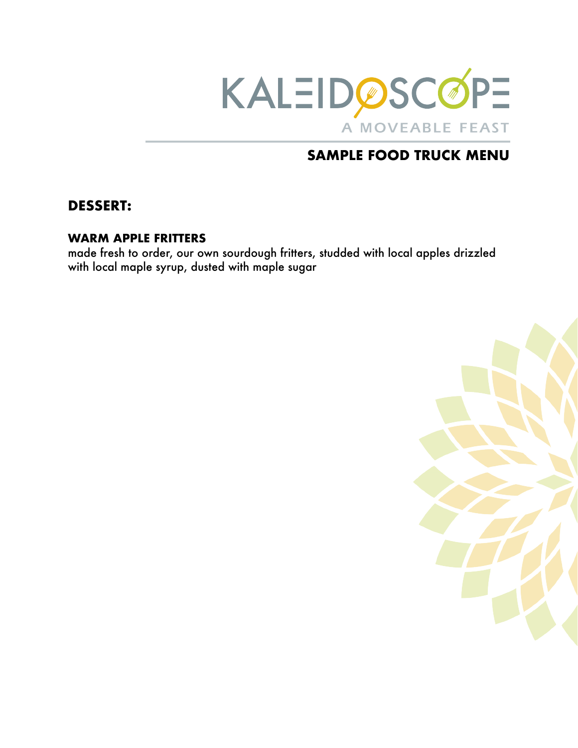KALEIDOSCOPE

A MOVEABLE FEAST

## SAMPLE FOOD TRUCK MENU

## DESSERT:

**WARM APPLE FRITTERS**
made fresh to order, our own sourdough fritters, studded with local apples drizzled with local maple syrup, dusted with maple sugar